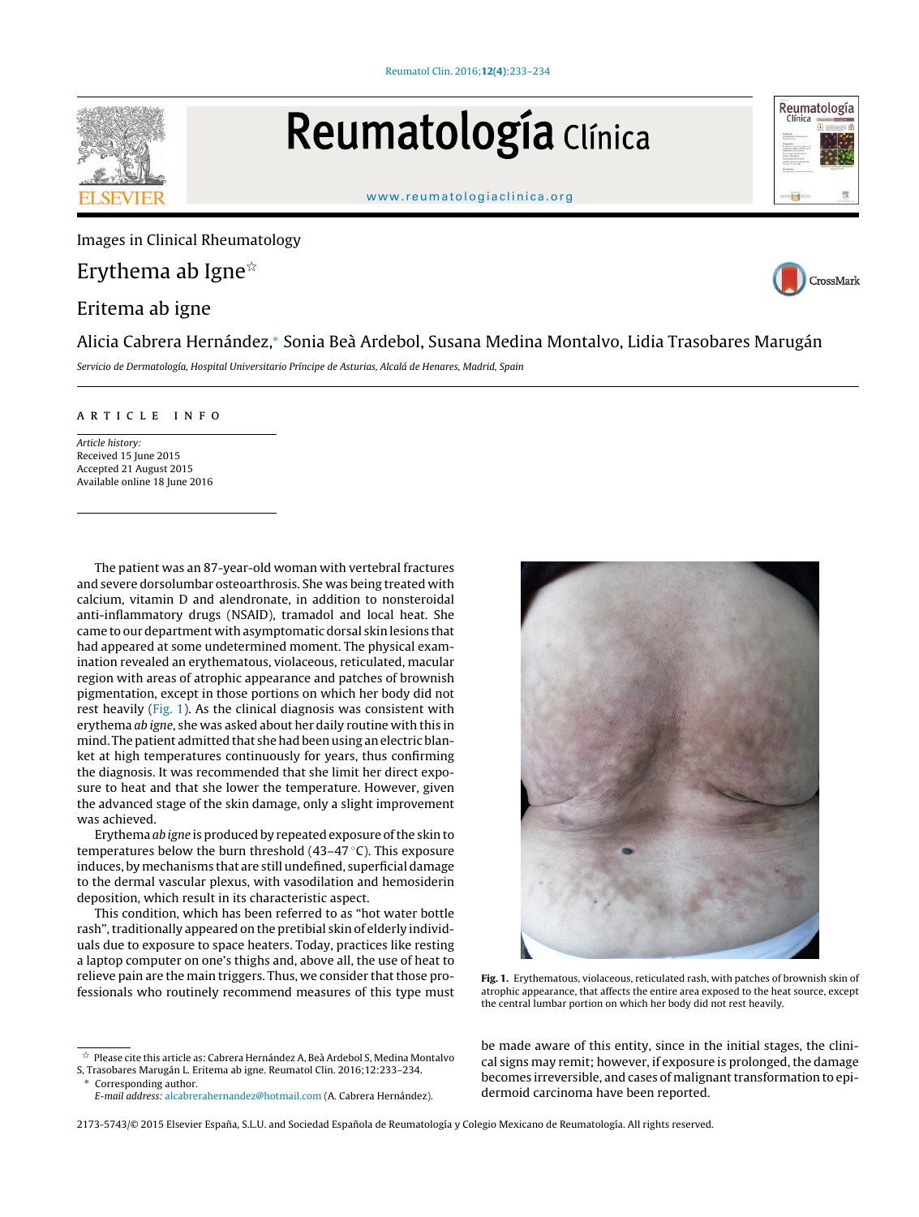Images in Clinical Rheumatology

# Erythema ab Igne[☆]

## Eritema ab igne

Alicia Cabrera Hernández,* Sonia Beà Ardebol, Susana Medina Montalvo, Lidia Trasobares Marugán

*Servicio de Dermatología, Hospital Universitario Príncipe de Asturias, Alcalá de Henares, Madrid, Spain*

ARTICLE INFO

*Article history:*
Received 15 June 2015
Accepted 21 August 2015
Available online 18 June 2016

The patient was an 87-year-old woman with vertebral fractures and severe dorsolumbar osteoarthrosis. She was being treated with calcium, vitamin D and alendronate, in addition to nonsteroidal anti-inflammatory drugs (NSAID), tramadol and local heat. She came to our department with asymptomatic dorsal skin lesions that had appeared at some undetermined moment. The physical examination revealed an erythematous, violaceous, reticulated, macular region with areas of atrophic appearance and patches of brownish pigmentation, except in those portions on which her body did not rest heavily (Fig. 1). As the clinical diagnosis was consistent with erythema *ab igne*, she was asked about her daily routine with this in mind. The patient admitted that she had been using an electric blanket at high temperatures continuously for years, thus confirming the diagnosis. It was recommended that she limit her direct exposure to heat and that she lower the temperature. However, given the advanced stage of the skin damage, only a slight improvement was achieved.

Erythema *ab igne* is produced by repeated exposure of the skin to temperatures below the burn threshold (43–47 °C). This exposure induces, by mechanisms that are still undefined, superficial damage to the dermal vascular plexus, with vasodilation and hemosiderin deposition, which result in its characteristic aspect.

This condition, which has been referred to as "hot water bottle rash", traditionally appeared on the pretibial skin of elderly individuals due to exposure to space heaters. Today, practices like resting a laptop computer on one's thighs and, above all, the use of heat to relieve pain are the main triggers. Thus, we consider that those professionals who routinely recommend measures of this type must be made aware of this entity, since in the initial stages, the clinical signs may remit; however, if exposure is prolonged, the damage becomes irreversible, and cases of malignant transformation to epidermoid carcinoma have been reported.

**Fig. 1.** Erythematous, violaceous, reticulated rash, with patches of brownish skin of atrophic appearance, that affects the entire area exposed to the heat source, except the central lumbar portion on which her body did not rest heavily.

☆ Please cite this article as: Cabrera Hernández A, Beà Ardebol S, Medina Montalvo S, Trasobares Marugán L. Eritema ab igne. Reumatol Clin. 2016;12:233–234.

\* Corresponding author.
*E-mail address:* alcabrerahernandez@hotmail.com (A. Cabrera Hernández).

2173-5743/© 2015 Elsevier España, S.L.U. and Sociedad Española de Reumatología y Colegio Mexicano de Reumatología. All rights reserved.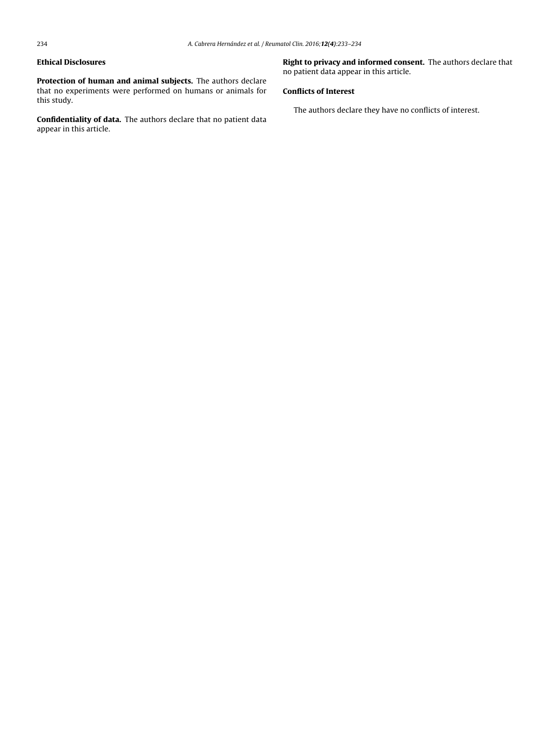## Ethical Disclosures

**Protection of human and animal subjects.** The authors declare that no experiments were performed on humans or animals for this study.

**Confidentiality of data.** The authors declare that no patient data appear in this article.

**Right to privacy and informed consent.** The authors declare that no patient data appear in this article.

## Conflicts of Interest

The authors declare they have no conflicts of interest.